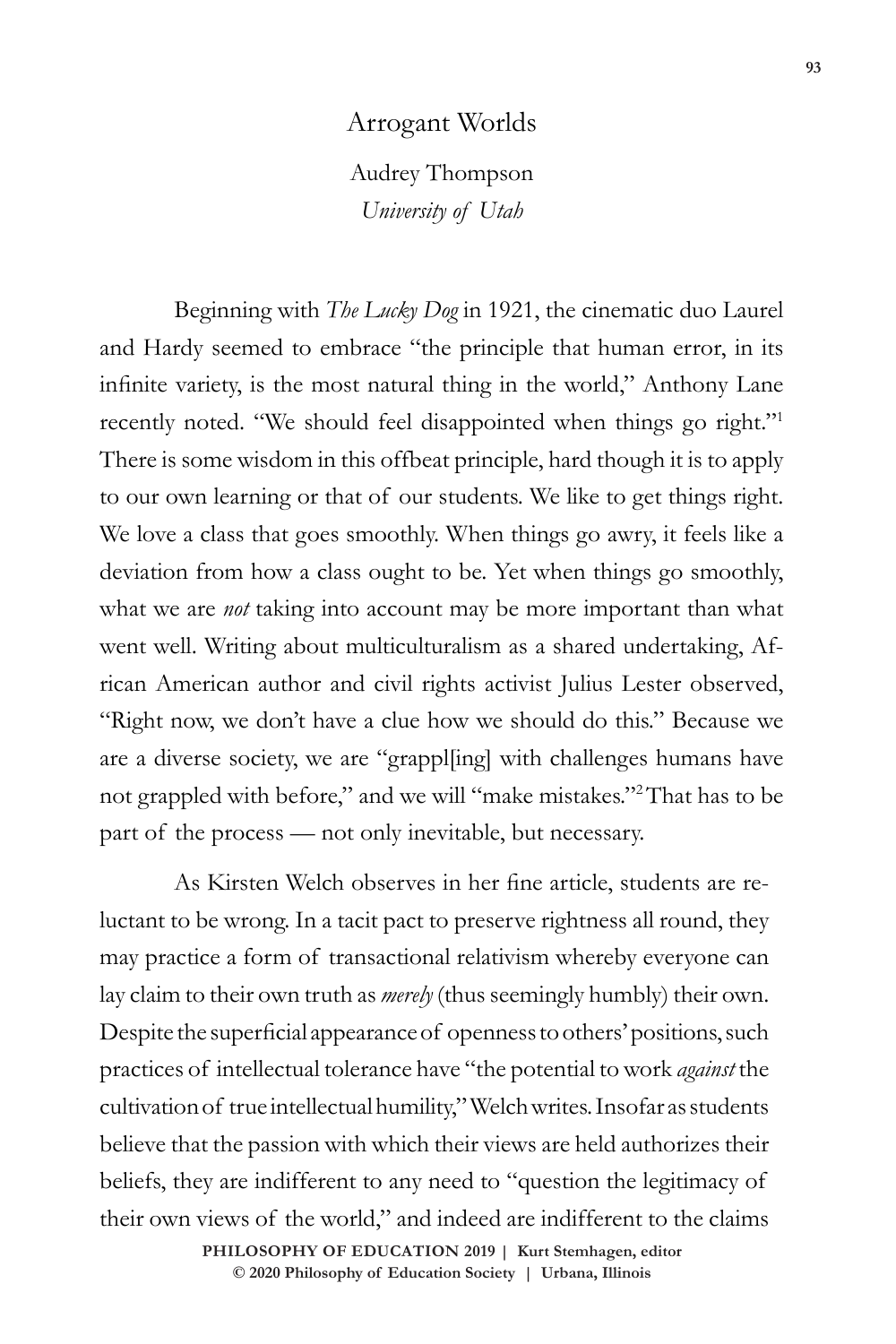# Arrogant Worlds

Audrey Thompson
*University of Utah*

Beginning with *The Lucky Dog* in 1921, the cinematic duo Laurel and Hardy seemed to embrace "the principle that human error, in its infinite variety, is the most natural thing in the world," Anthony Lane recently noted. "We should feel disappointed when things go right."[1] There is some wisdom in this offbeat principle, hard though it is to apply to our own learning or that of our students. We like to get things right. We love a class that goes smoothly. When things go awry, it feels like a deviation from how a class ought to be. Yet when things go smoothly, what we are *not* taking into account may be more important than what went well. Writing about multiculturalism as a shared undertaking, African American author and civil rights activist Julius Lester observed, "Right now, we don't have a clue how we should do this." Because we are a diverse society, we are "grappl[ing] with challenges humans have not grappled with before," and we will "make mistakes."[2] That has to be part of the process — not only inevitable, but necessary.

As Kirsten Welch observes in her fine article, students are reluctant to be wrong. In a tacit pact to preserve rightness all round, they may practice a form of transactional relativism whereby everyone can lay claim to their own truth as *merely* (thus seemingly humbly) their own. Despite the superficial appearance of openness to others' positions, such practices of intellectual tolerance have "the potential to work *against* the cultivation of true intellectual humility," Welch writes. Insofar as students believe that the passion with which their views are held authorizes their beliefs, they are indifferent to any need to "question the legitimacy of their own views of the world," and indeed are indifferent to the claims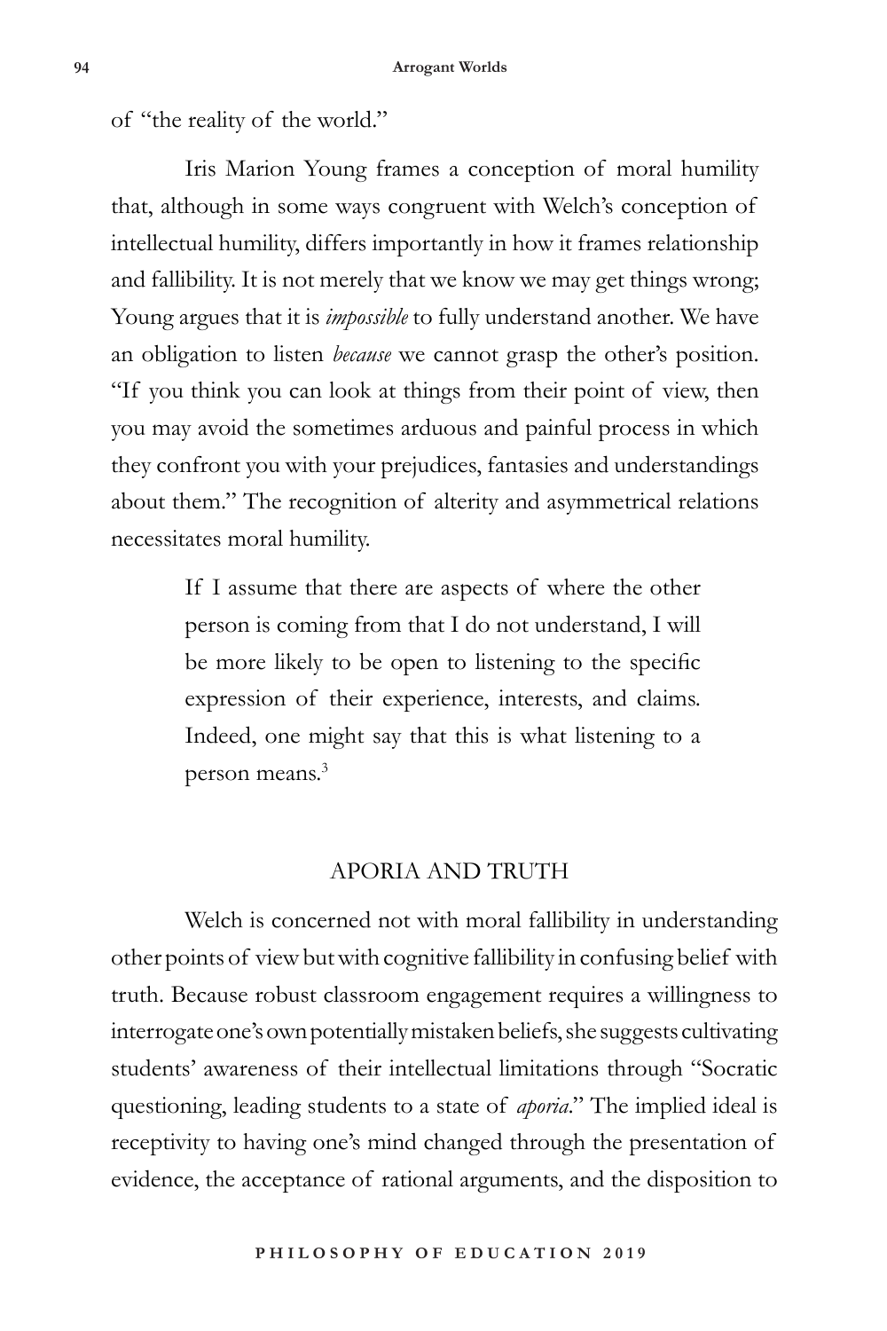of "the reality of the world."

Iris Marion Young frames a conception of moral humility that, although in some ways congruent with Welch's conception of intellectual humility, differs importantly in how it frames relationship and fallibility. It is not merely that we know we may get things wrong; Young argues that it is *impossible* to fully understand another. We have an obligation to listen *because* we cannot grasp the other's position. "If you think you can look at things from their point of view, then you may avoid the sometimes arduous and painful process in which they confront you with your prejudices, fantasies and understandings about them." The recognition of alterity and asymmetrical relations necessitates moral humility.

> If I assume that there are aspects of where the other person is coming from that I do not understand, I will be more likely to be open to listening to the specific expression of their experience, interests, and claims. Indeed, one might say that this is what listening to a person means.[3]

## APORIA AND TRUTH

Welch is concerned not with moral fallibility in understanding other points of view but with cognitive fallibility in confusing belief with truth. Because robust classroom engagement requires a willingness to interrogate one's own potentially mistaken beliefs, she suggests cultivating students' awareness of their intellectual limitations through "Socratic questioning, leading students to a state of *aporia*." The implied ideal is receptivity to having one's mind changed through the presentation of evidence, the acceptance of rational arguments, and the disposition to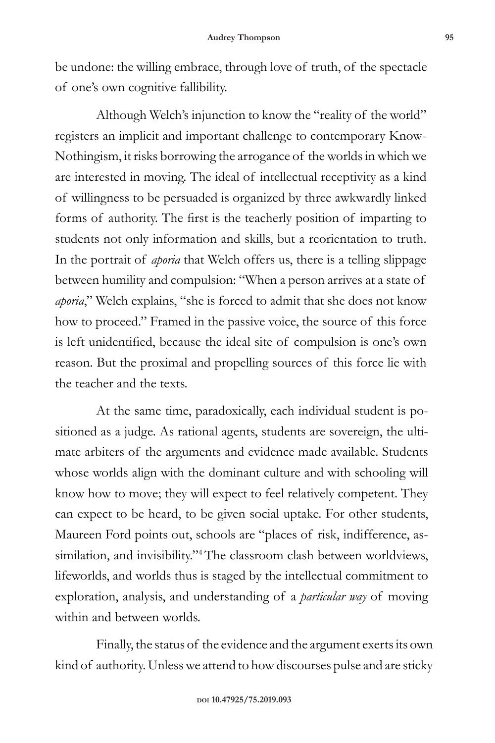be undone: the willing embrace, through love of truth, of the spectacle of one's own cognitive fallibility.

Although Welch's injunction to know the "reality of the world" registers an implicit and important challenge to contemporary Know-Nothingism, it risks borrowing the arrogance of the worlds in which we are interested in moving. The ideal of intellectual receptivity as a kind of willingness to be persuaded is organized by three awkwardly linked forms of authority. The first is the teacherly position of imparting to students not only information and skills, but a reorientation to truth. In the portrait of *aporia* that Welch offers us, there is a telling slippage between humility and compulsion: "When a person arrives at a state of *aporia*," Welch explains, "she is forced to admit that she does not know how to proceed." Framed in the passive voice, the source of this force is left unidentified, because the ideal site of compulsion is one's own reason. But the proximal and propelling sources of this force lie with the teacher and the texts.

At the same time, paradoxically, each individual student is positioned as a judge. As rational agents, students are sovereign, the ultimate arbiters of the arguments and evidence made available. Students whose worlds align with the dominant culture and with schooling will know how to move; they will expect to feel relatively competent. They can expect to be heard, to be given social uptake. For other students, Maureen Ford points out, schools are "places of risk, indifference, assimilation, and invisibility."[4] The classroom clash between worldviews, lifeworlds, and worlds thus is staged by the intellectual commitment to exploration, analysis, and understanding of a *particular way* of moving within and between worlds.

Finally, the status of the evidence and the argument exerts its own kind of authority. Unless we attend to how discourses pulse and are sticky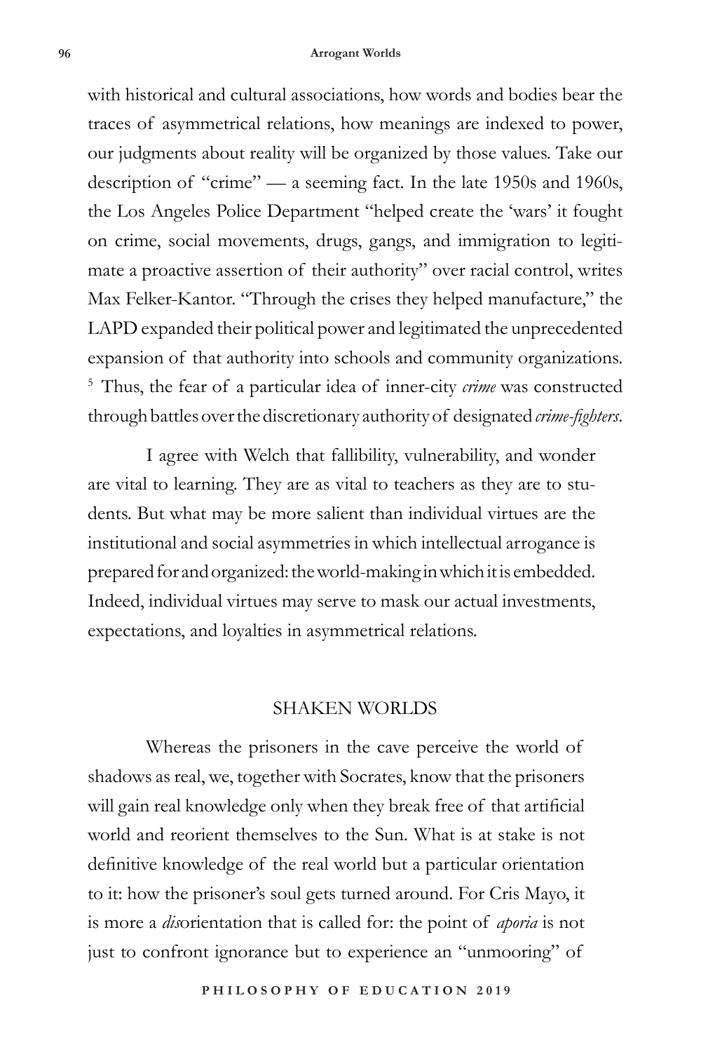with historical and cultural associations, how words and bodies bear the traces of asymmetrical relations, how meanings are indexed to power, our judgments about reality will be organized by those values. Take our description of "crime" — a seeming fact. In the late 1950s and 1960s, the Los Angeles Police Department "helped create the 'wars' it fought on crime, social movements, drugs, gangs, and immigration to legitimate a proactive assertion of their authority" over racial control, writes Max Felker-Kantor. "Through the crises they helped manufacture," the LAPD expanded their political power and legitimated the unprecedented expansion of that authority into schools and community organizations. [5] Thus, the fear of a particular idea of inner-city *crime* was constructed through battles over the discretionary authority of designated *crime-fighters*.

I agree with Welch that fallibility, vulnerability, and wonder are vital to learning. They are as vital to teachers as they are to students. But what may be more salient than individual virtues are the institutional and social asymmetries in which intellectual arrogance is prepared for and organized: the world-making in which it is embedded. Indeed, individual virtues may serve to mask our actual investments, expectations, and loyalties in asymmetrical relations.

## SHAKEN WORLDS

Whereas the prisoners in the cave perceive the world of shadows as real, we, together with Socrates, know that the prisoners will gain real knowledge only when they break free of that artificial world and reorient themselves to the Sun. What is at stake is not definitive knowledge of the real world but a particular orientation to it: how the prisoner's soul gets turned around. For Cris Mayo, it is more a *dis*orientation that is called for: the point of *aporia* is not just to confront ignorance but to experience an "unmooring" of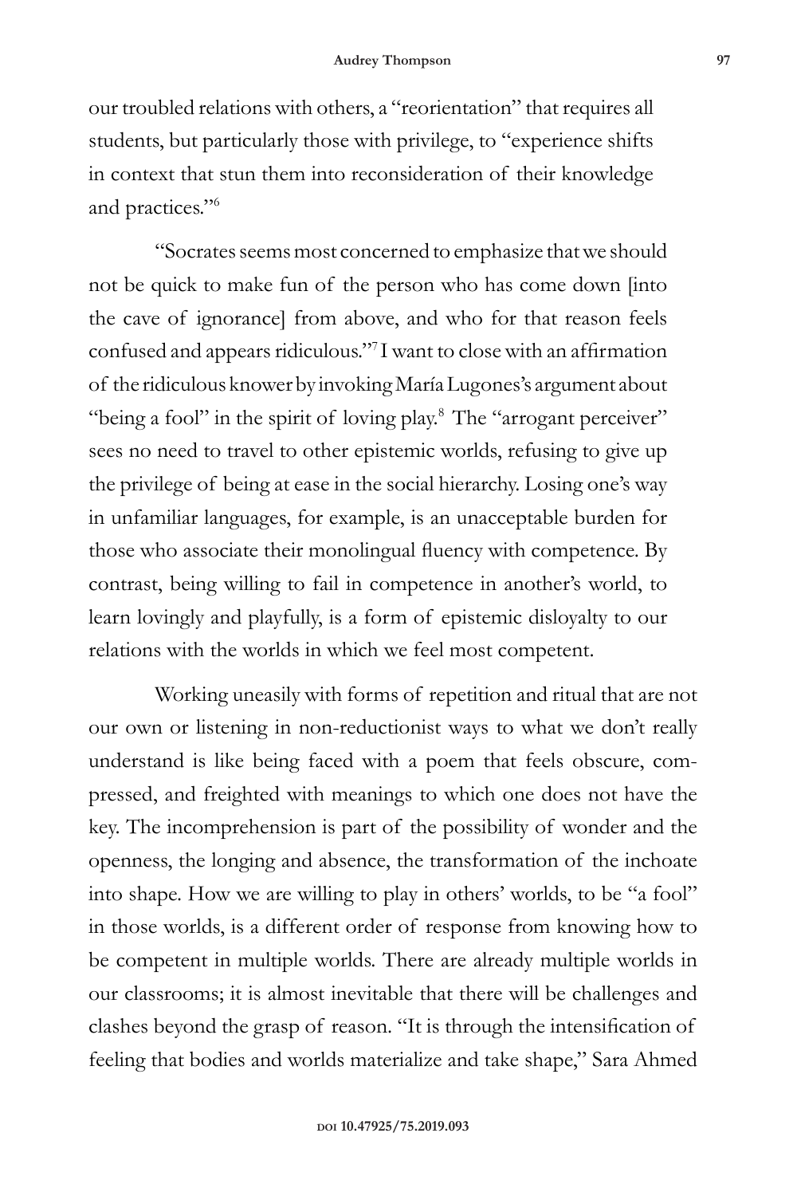our troubled relations with others, a "reorientation" that requires all students, but particularly those with privilege, to "experience shifts in context that stun them into reconsideration of their knowledge and practices."[6]

"Socrates seems most concerned to emphasize that we should not be quick to make fun of the person who has come down [into the cave of ignorance] from above, and who for that reason feels confused and appears ridiculous."[7] I want to close with an affirmation of the ridiculous knower by invoking María Lugones's argument about "being a fool" in the spirit of loving play.[8] The "arrogant perceiver" sees no need to travel to other epistemic worlds, refusing to give up the privilege of being at ease in the social hierarchy. Losing one's way in unfamiliar languages, for example, is an unacceptable burden for those who associate their monolingual fluency with competence. By contrast, being willing to fail in competence in another's world, to learn lovingly and playfully, is a form of epistemic disloyalty to our relations with the worlds in which we feel most competent.

Working uneasily with forms of repetition and ritual that are not our own or listening in non-reductionist ways to what we don't really understand is like being faced with a poem that feels obscure, compressed, and freighted with meanings to which one does not have the key. The incomprehension is part of the possibility of wonder and the openness, the longing and absence, the transformation of the inchoate into shape. How we are willing to play in others' worlds, to be "a fool" in those worlds, is a different order of response from knowing how to be competent in multiple worlds. There are already multiple worlds in our classrooms; it is almost inevitable that there will be challenges and clashes beyond the grasp of reason. "It is through the intensification of feeling that bodies and worlds materialize and take shape," Sara Ahmed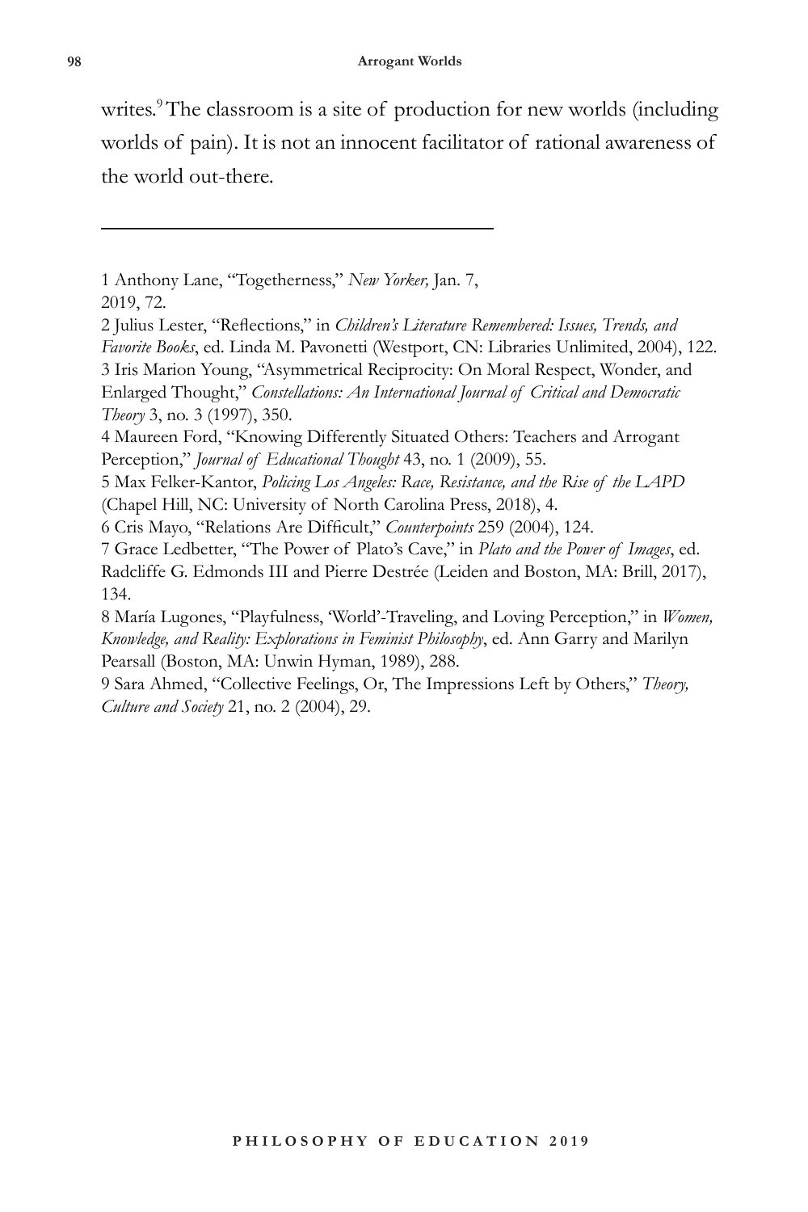writes.[9] The classroom is a site of production for new worlds (including worlds of pain). It is not an innocent facilitator of rational awareness of the world out-there.

---

1 Anthony Lane, "Togetherness," *New Yorker,* Jan. 7, 2019, 72.

2 Julius Lester, "Reflections," in *Children's Literature Remembered: Issues, Trends, and Favorite Books*, ed. Linda M. Pavonetti (Westport, CN: Libraries Unlimited, 2004), 122.

3 Iris Marion Young, "Asymmetrical Reciprocity: On Moral Respect, Wonder, and Enlarged Thought," *Constellations: An International Journal of Critical and Democratic Theory* 3, no. 3 (1997), 350.

4 Maureen Ford, "Knowing Differently Situated Others: Teachers and Arrogant Perception," *Journal of Educational Thought* 43, no. 1 (2009), 55.

5 Max Felker-Kantor, *Policing Los Angeles: Race, Resistance, and the Rise of the LAPD* (Chapel Hill, NC: University of North Carolina Press, 2018), 4.

6 Cris Mayo, "Relations Are Difficult," *Counterpoints* 259 (2004), 124.

7 Grace Ledbetter, "The Power of Plato's Cave," in *Plato and the Power of Images*, ed. Radcliffe G. Edmonds III and Pierre Destrée (Leiden and Boston, MA: Brill, 2017), 134.

8 María Lugones, "Playfulness, 'World'-Traveling, and Loving Perception," in *Women, Knowledge, and Reality: Explorations in Feminist Philosophy*, ed. Ann Garry and Marilyn Pearsall (Boston, MA: Unwin Hyman, 1989), 288.

9 Sara Ahmed, "Collective Feelings, Or, The Impressions Left by Others," *Theory, Culture and Society* 21, no. 2 (2004), 29.